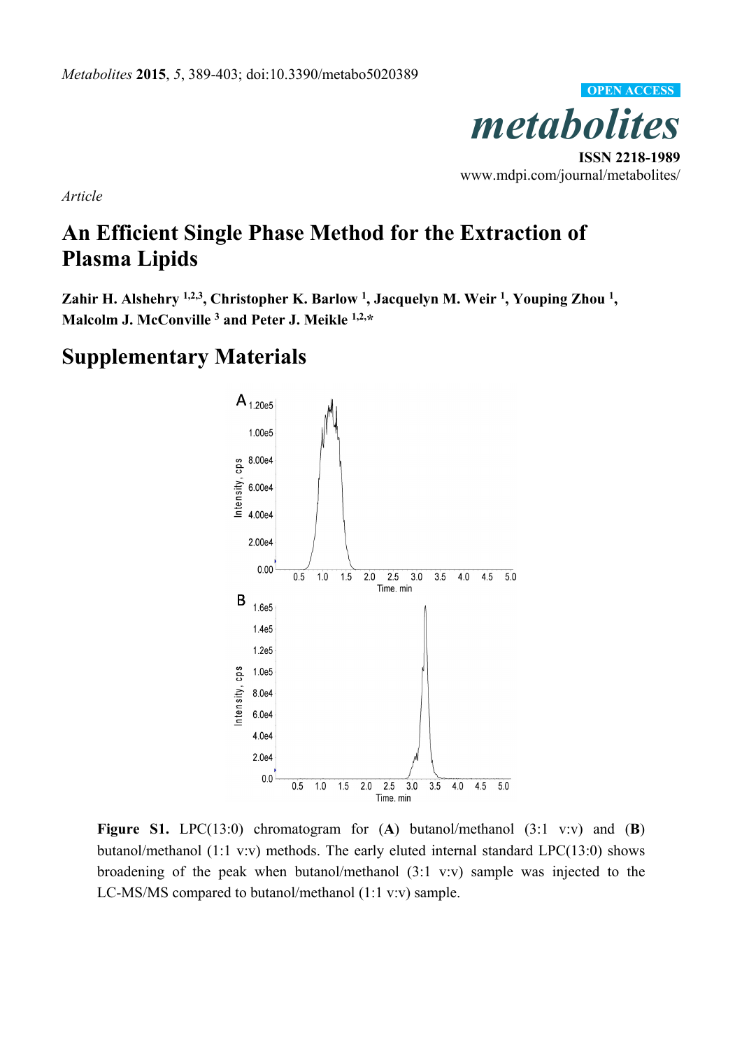*Article*

# An Efficient Single Phase Method for the Extraction of Plasma Lipids

**Zahir H. Alshehry [1,2,3], Christopher K. Barlow [1], Jacquelyn M. Weir [1], Youping Zhou [1], Malcolm J. McConville [3] and Peter J. Meikle [1,2,*]**

## Supplementary Materials

**Figure S1.** LPC(13:0) chromatogram for (**A**) butanol/methanol (3:1 v:v) and (**B**) butanol/methanol (1:1 v:v) methods. The early eluted internal standard LPC(13:0) shows broadening of the peak when butanol/methanol (3:1 v:v) sample was injected to the LC-MS/MS compared to butanol/methanol (1:1 v:v) sample.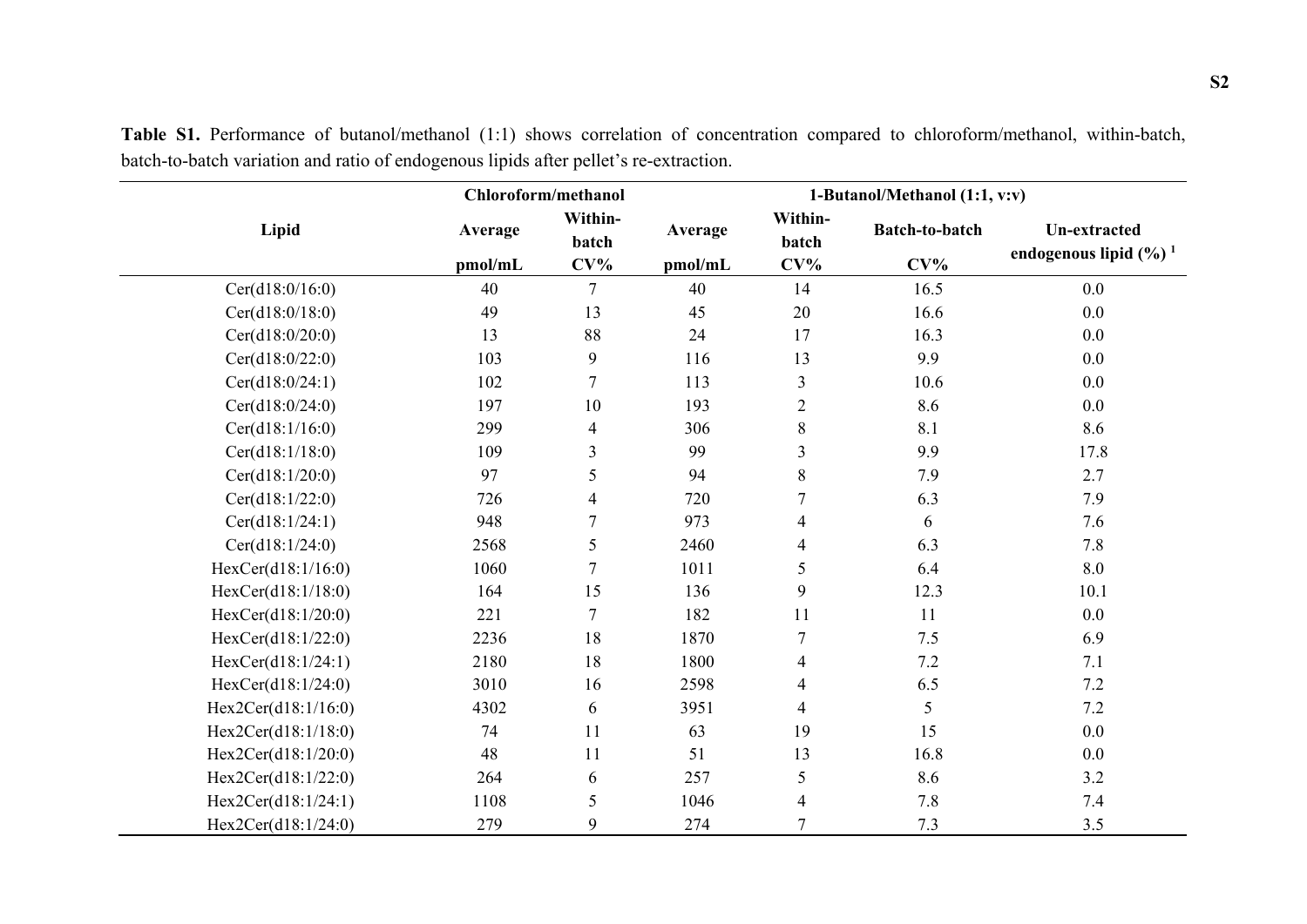**Table S1.** Performance of butanol/methanol (1:1) shows correlation of concentration compared to chloroform/methanol, within-batch, batch-to-batch variation and ratio of endogenous lipids after pellet's re-extraction.

| Lipid | Chloroform/methanol | | 1-Butanol/Methanol (1:1, v:v) | | | |
|---|---|---|---|---|---|---|
| | Average pmol/mL | Within-batch CV% | Average pmol/mL | Within-batch CV% | Batch-to-batch CV% | Un-extracted endogenous lipid (%) [1] |
| Cer(d18:0/16:0) | 40 | 7 | 40 | 14 | 16.5 | 0.0 |
| Cer(d18:0/18:0) | 49 | 13 | 45 | 20 | 16.6 | 0.0 |
| Cer(d18:0/20:0) | 13 | 88 | 24 | 17 | 16.3 | 0.0 |
| Cer(d18:0/22:0) | 103 | 9 | 116 | 13 | 9.9 | 0.0 |
| Cer(d18:0/24:1) | 102 | 7 | 113 | 3 | 10.6 | 0.0 |
| Cer(d18:0/24:0) | 197 | 10 | 193 | 2 | 8.6 | 0.0 |
| Cer(d18:1/16:0) | 299 | 4 | 306 | 8 | 8.1 | 8.6 |
| Cer(d18:1/18:0) | 109 | 3 | 99 | 3 | 9.9 | 17.8 |
| Cer(d18:1/20:0) | 97 | 5 | 94 | 8 | 7.9 | 2.7 |
| Cer(d18:1/22:0) | 726 | 4 | 720 | 7 | 6.3 | 7.9 |
| Cer(d18:1/24:1) | 948 | 7 | 973 | 4 | 6 | 7.6 |
| Cer(d18:1/24:0) | 2568 | 5 | 2460 | 4 | 6.3 | 7.8 |
| HexCer(d18:1/16:0) | 1060 | 7 | 1011 | 5 | 6.4 | 8.0 |
| HexCer(d18:1/18:0) | 164 | 15 | 136 | 9 | 12.3 | 10.1 |
| HexCer(d18:1/20:0) | 221 | 7 | 182 | 11 | 11 | 0.0 |
| HexCer(d18:1/22:0) | 2236 | 18 | 1870 | 7 | 7.5 | 6.9 |
| HexCer(d18:1/24:1) | 2180 | 18 | 1800 | 4 | 7.2 | 7.1 |
| HexCer(d18:1/24:0) | 3010 | 16 | 2598 | 4 | 6.5 | 7.2 |
| Hex2Cer(d18:1/16:0) | 4302 | 6 | 3951 | 4 | 5 | 7.2 |
| Hex2Cer(d18:1/18:0) | 74 | 11 | 63 | 19 | 15 | 0.0 |
| Hex2Cer(d18:1/20:0) | 48 | 11 | 51 | 13 | 16.8 | 0.0 |
| Hex2Cer(d18:1/22:0) | 264 | 6 | 257 | 5 | 8.6 | 3.2 |
| Hex2Cer(d18:1/24:1) | 1108 | 5 | 1046 | 4 | 7.8 | 7.4 |
| Hex2Cer(d18:1/24:0) | 279 | 9 | 274 | 7 | 7.3 | 3.5 |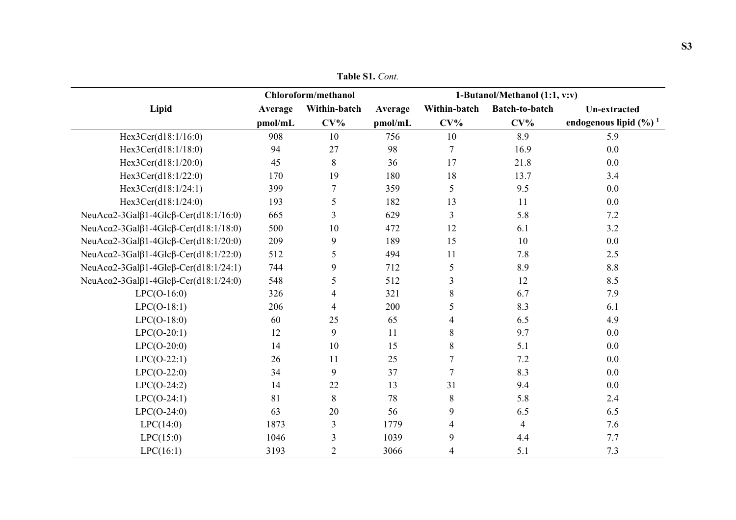**Table S1.** *Cont.*

| Lipid | Chloroform/methanol | | 1-Butanol/Methanol (1:1, v:v) | | | |
|---|---|---|---|---|---|---|
| | Average pmol/mL | Within-batch CV% | Average pmol/mL | Within-batch CV% | Batch-to-batch CV% | Un-extracted endogenous lipid (%) [1] |
| Hex3Cer(d18:1/16:0) | 908 | 10 | 756 | 10 | 8.9 | 5.9 |
| Hex3Cer(d18:1/18:0) | 94 | 27 | 98 | 7 | 16.9 | 0.0 |
| Hex3Cer(d18:1/20:0) | 45 | 8 | 36 | 17 | 21.8 | 0.0 |
| Hex3Cer(d18:1/22:0) | 170 | 19 | 180 | 18 | 13.7 | 3.4 |
| Hex3Cer(d18:1/24:1) | 399 | 7 | 359 | 5 | 9.5 | 0.0 |
| Hex3Cer(d18:1/24:0) | 193 | 5 | 182 | 13 | 11 | 0.0 |
| NeuAcα2-3Galβ1-4Glcβ-Cer(d18:1/16:0) | 665 | 3 | 629 | 3 | 5.8 | 7.2 |
| NeuAcα2-3Galβ1-4Glcβ-Cer(d18:1/18:0) | 500 | 10 | 472 | 12 | 6.1 | 3.2 |
| NeuAcα2-3Galβ1-4Glcβ-Cer(d18:1/20:0) | 209 | 9 | 189 | 15 | 10 | 0.0 |
| NeuAcα2-3Galβ1-4Glcβ-Cer(d18:1/22:0) | 512 | 5 | 494 | 11 | 7.8 | 2.5 |
| NeuAcα2-3Galβ1-4Glcβ-Cer(d18:1/24:1) | 744 | 9 | 712 | 5 | 8.9 | 8.8 |
| NeuAcα2-3Galβ1-4Glcβ-Cer(d18:1/24:0) | 548 | 5 | 512 | 3 | 12 | 8.5 |
| LPC(O-16:0) | 326 | 4 | 321 | 8 | 6.7 | 7.9 |
| LPC(O-18:1) | 206 | 4 | 200 | 5 | 8.3 | 6.1 |
| LPC(O-18:0) | 60 | 25 | 65 | 4 | 6.5 | 4.9 |
| LPC(O-20:1) | 12 | 9 | 11 | 8 | 9.7 | 0.0 |
| LPC(O-20:0) | 14 | 10 | 15 | 8 | 5.1 | 0.0 |
| LPC(O-22:1) | 26 | 11 | 25 | 7 | 7.2 | 0.0 |
| LPC(O-22:0) | 34 | 9 | 37 | 7 | 8.3 | 0.0 |
| LPC(O-24:2) | 14 | 22 | 13 | 31 | 9.4 | 0.0 |
| LPC(O-24:1) | 81 | 8 | 78 | 8 | 5.8 | 2.4 |
| LPC(O-24:0) | 63 | 20 | 56 | 9 | 6.5 | 6.5 |
| LPC(14:0) | 1873 | 3 | 1779 | 4 | 4 | 7.6 |
| LPC(15:0) | 1046 | 3 | 1039 | 9 | 4.4 | 7.7 |
| LPC(16:1) | 3193 | 2 | 3066 | 4 | 5.1 | 7.3 |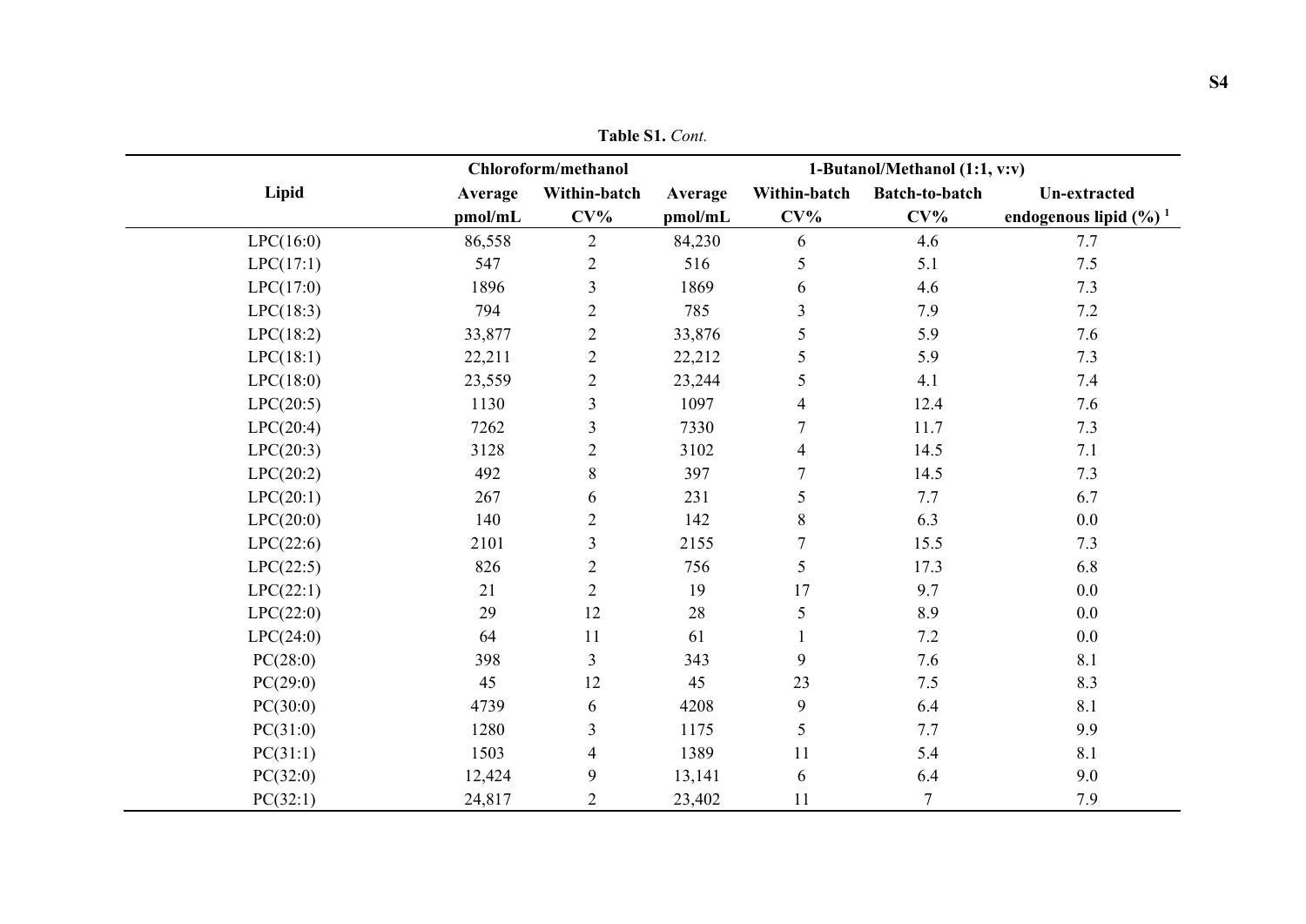**Table S1.** *Cont.*

| Lipid | Chloroform/methanol | | 1-Butanol/Methanol (1:1, v:v) | | | |
|---|---|---|---|---|---|---|
| | Average pmol/mL | Within-batch CV% | Average pmol/mL | Within-batch CV% | Batch-to-batch CV% | Un-extracted endogenous lipid (%) [1] |
| LPC(16:0) | 86,558 | 2 | 84,230 | 6 | 4.6 | 7.7 |
| LPC(17:1) | 547 | 2 | 516 | 5 | 5.1 | 7.5 |
| LPC(17:0) | 1896 | 3 | 1869 | 6 | 4.6 | 7.3 |
| LPC(18:3) | 794 | 2 | 785 | 3 | 7.9 | 7.2 |
| LPC(18:2) | 33,877 | 2 | 33,876 | 5 | 5.9 | 7.6 |
| LPC(18:1) | 22,211 | 2 | 22,212 | 5 | 5.9 | 7.3 |
| LPC(18:0) | 23,559 | 2 | 23,244 | 5 | 4.1 | 7.4 |
| LPC(20:5) | 1130 | 3 | 1097 | 4 | 12.4 | 7.6 |
| LPC(20:4) | 7262 | 3 | 7330 | 7 | 11.7 | 7.3 |
| LPC(20:3) | 3128 | 2 | 3102 | 4 | 14.5 | 7.1 |
| LPC(20:2) | 492 | 8 | 397 | 7 | 14.5 | 7.3 |
| LPC(20:1) | 267 | 6 | 231 | 5 | 7.7 | 6.7 |
| LPC(20:0) | 140 | 2 | 142 | 8 | 6.3 | 0.0 |
| LPC(22:6) | 2101 | 3 | 2155 | 7 | 15.5 | 7.3 |
| LPC(22:5) | 826 | 2 | 756 | 5 | 17.3 | 6.8 |
| LPC(22:1) | 21 | 2 | 19 | 17 | 9.7 | 0.0 |
| LPC(22:0) | 29 | 12 | 28 | 5 | 8.9 | 0.0 |
| LPC(24:0) | 64 | 11 | 61 | 1 | 7.2 | 0.0 |
| PC(28:0) | 398 | 3 | 343 | 9 | 7.6 | 8.1 |
| PC(29:0) | 45 | 12 | 45 | 23 | 7.5 | 8.3 |
| PC(30:0) | 4739 | 6 | 4208 | 9 | 6.4 | 8.1 |
| PC(31:0) | 1280 | 3 | 1175 | 5 | 7.7 | 9.9 |
| PC(31:1) | 1503 | 4 | 1389 | 11 | 5.4 | 8.1 |
| PC(32:0) | 12,424 | 9 | 13,141 | 6 | 6.4 | 9.0 |
| PC(32:1) | 24,817 | 2 | 23,402 | 11 | 7 | 7.9 |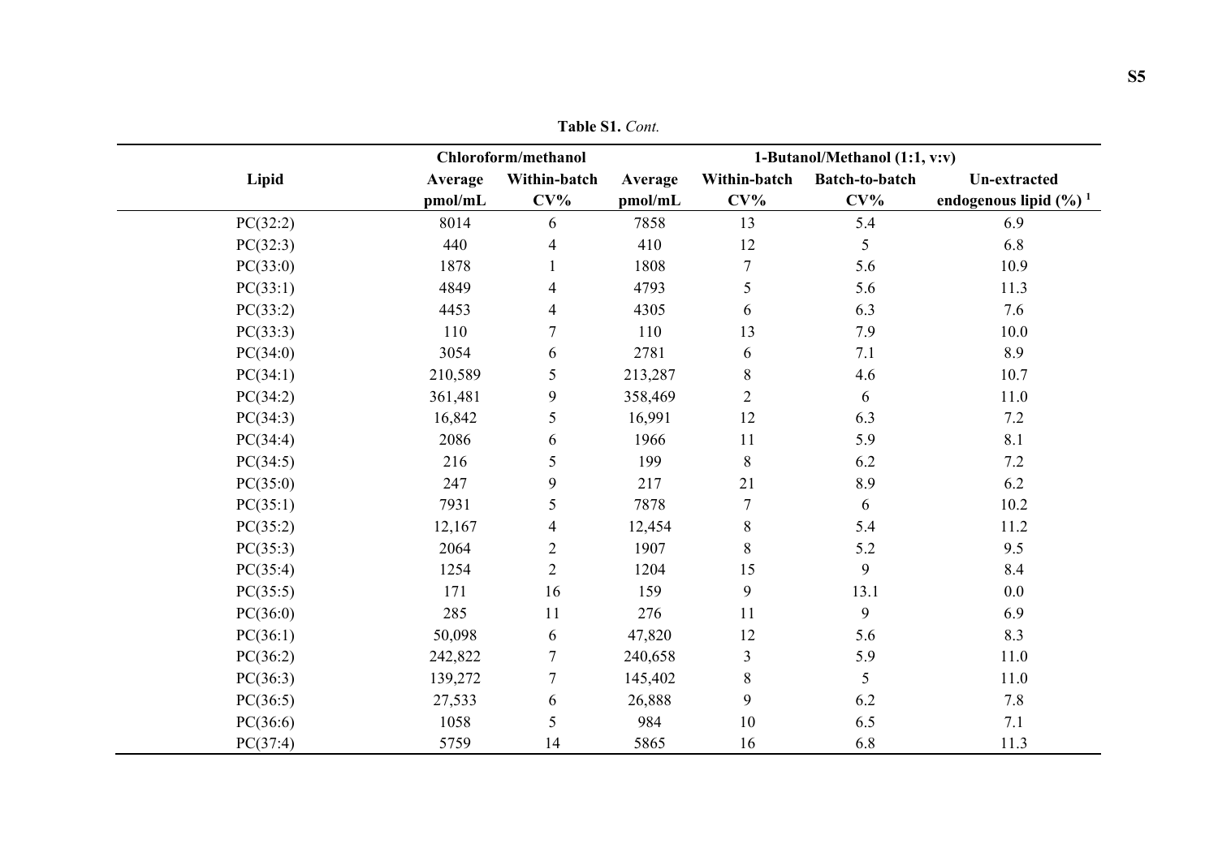**Table S1.** *Cont.*

| Lipid | Chloroform/methanol | | 1-Butanol/Methanol (1:1, v:v) | | | |
|---|---|---|---|---|---|---|
| | Average pmol/mL | Within-batch CV% | Average pmol/mL | Within-batch CV% | Batch-to-batch CV% | Un-extracted endogenous lipid (%) [1] |
| PC(32:2) | 8014 | 6 | 7858 | 13 | 5.4 | 6.9 |
| PC(32:3) | 440 | 4 | 410 | 12 | 5 | 6.8 |
| PC(33:0) | 1878 | 1 | 1808 | 7 | 5.6 | 10.9 |
| PC(33:1) | 4849 | 4 | 4793 | 5 | 5.6 | 11.3 |
| PC(33:2) | 4453 | 4 | 4305 | 6 | 6.3 | 7.6 |
| PC(33:3) | 110 | 7 | 110 | 13 | 7.9 | 10.0 |
| PC(34:0) | 3054 | 6 | 2781 | 6 | 7.1 | 8.9 |
| PC(34:1) | 210,589 | 5 | 213,287 | 8 | 4.6 | 10.7 |
| PC(34:2) | 361,481 | 9 | 358,469 | 2 | 6 | 11.0 |
| PC(34:3) | 16,842 | 5 | 16,991 | 12 | 6.3 | 7.2 |
| PC(34:4) | 2086 | 6 | 1966 | 11 | 5.9 | 8.1 |
| PC(34:5) | 216 | 5 | 199 | 8 | 6.2 | 7.2 |
| PC(35:0) | 247 | 9 | 217 | 21 | 8.9 | 6.2 |
| PC(35:1) | 7931 | 5 | 7878 | 7 | 6 | 10.2 |
| PC(35:2) | 12,167 | 4 | 12,454 | 8 | 5.4 | 11.2 |
| PC(35:3) | 2064 | 2 | 1907 | 8 | 5.2 | 9.5 |
| PC(35:4) | 1254 | 2 | 1204 | 15 | 9 | 8.4 |
| PC(35:5) | 171 | 16 | 159 | 9 | 13.1 | 0.0 |
| PC(36:0) | 285 | 11 | 276 | 11 | 9 | 6.9 |
| PC(36:1) | 50,098 | 6 | 47,820 | 12 | 5.6 | 8.3 |
| PC(36:2) | 242,822 | 7 | 240,658 | 3 | 5.9 | 11.0 |
| PC(36:3) | 139,272 | 7 | 145,402 | 8 | 5 | 11.0 |
| PC(36:5) | 27,533 | 6 | 26,888 | 9 | 6.2 | 7.8 |
| PC(36:6) | 1058 | 5 | 984 | 10 | 6.5 | 7.1 |
| PC(37:4) | 5759 | 14 | 5865 | 16 | 6.8 | 11.3 |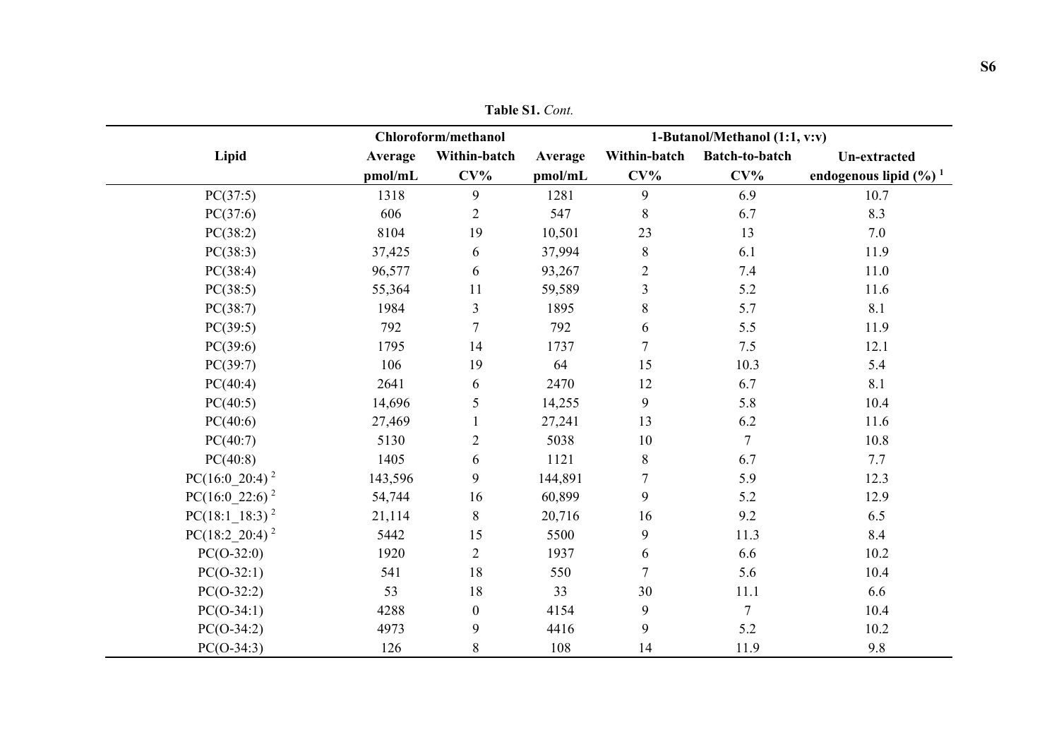**Table S1.** *Cont.*

| Lipid | Chloroform/methanol | | 1-Butanol/Methanol (1:1, v:v) | | | |
|---|---|---|---|---|---|---|
| | Average pmol/mL | Within-batch CV% | Average pmol/mL | Within-batch CV% | Batch-to-batch CV% | Un-extracted endogenous lipid (%) [1] |
| PC(37:5) | 1318 | 9 | 1281 | 9 | 6.9 | 10.7 |
| PC(37:6) | 606 | 2 | 547 | 8 | 6.7 | 8.3 |
| PC(38:2) | 8104 | 19 | 10,501 | 23 | 13 | 7.0 |
| PC(38:3) | 37,425 | 6 | 37,994 | 8 | 6.1 | 11.9 |
| PC(38:4) | 96,577 | 6 | 93,267 | 2 | 7.4 | 11.0 |
| PC(38:5) | 55,364 | 11 | 59,589 | 3 | 5.2 | 11.6 |
| PC(38:7) | 1984 | 3 | 1895 | 8 | 5.7 | 8.1 |
| PC(39:5) | 792 | 7 | 792 | 6 | 5.5 | 11.9 |
| PC(39:6) | 1795 | 14 | 1737 | 7 | 7.5 | 12.1 |
| PC(39:7) | 106 | 19 | 64 | 15 | 10.3 | 5.4 |
| PC(40:4) | 2641 | 6 | 2470 | 12 | 6.7 | 8.1 |
| PC(40:5) | 14,696 | 5 | 14,255 | 9 | 5.8 | 10.4 |
| PC(40:6) | 27,469 | 1 | 27,241 | 13 | 6.2 | 11.6 |
| PC(40:7) | 5130 | 2 | 5038 | 10 | 7 | 10.8 |
| PC(40:8) | 1405 | 6 | 1121 | 8 | 6.7 | 7.7 |
| PC(16:0_20:4) [2] | 143,596 | 9 | 144,891 | 7 | 5.9 | 12.3 |
| PC(16:0_22:6) [2] | 54,744 | 16 | 60,899 | 9 | 5.2 | 12.9 |
| PC(18:1_18:3) [2] | 21,114 | 8 | 20,716 | 16 | 9.2 | 6.5 |
| PC(18:2_20:4) [2] | 5442 | 15 | 5500 | 9 | 11.3 | 8.4 |
| PC(O-32:0) | 1920 | 2 | 1937 | 6 | 6.6 | 10.2 |
| PC(O-32:1) | 541 | 18 | 550 | 7 | 5.6 | 10.4 |
| PC(O-32:2) | 53 | 18 | 33 | 30 | 11.1 | 6.6 |
| PC(O-34:1) | 4288 | 0 | 4154 | 9 | 7 | 10.4 |
| PC(O-34:2) | 4973 | 9 | 4416 | 9 | 5.2 | 10.2 |
| PC(O-34:3) | 126 | 8 | 108 | 14 | 11.9 | 9.8 |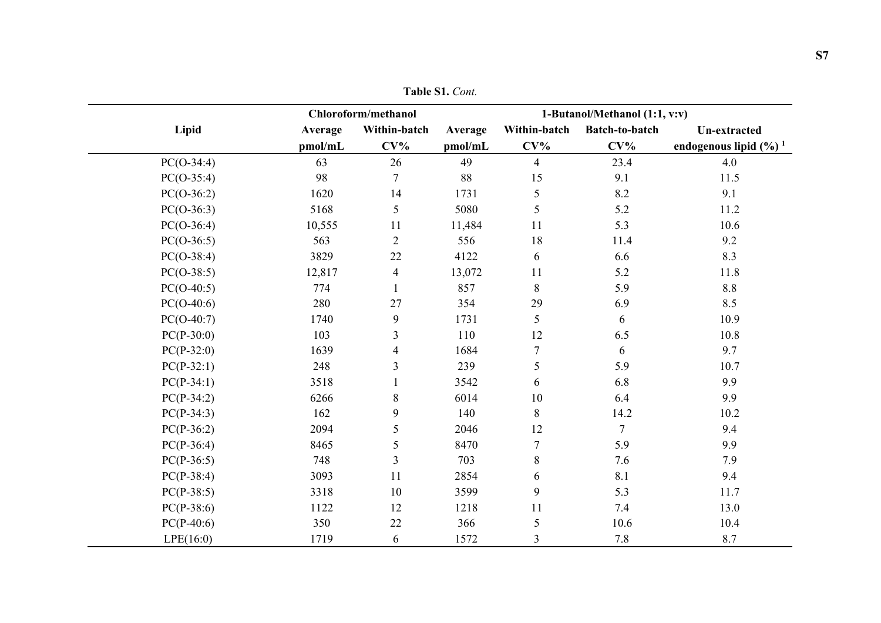**Table S1.** *Cont.*

| Lipid | Chloroform/methanol | | 1-Butanol/Methanol (1:1, v:v) | | | |
|---|---|---|---|---|---|---|
| | Average pmol/mL | Within-batch CV% | Average pmol/mL | Within-batch CV% | Batch-to-batch CV% | Un-extracted endogenous lipid (%) [1] |
| PC(O-34:4) | 63 | 26 | 49 | 4 | 23.4 | 4.0 |
| PC(O-35:4) | 98 | 7 | 88 | 15 | 9.1 | 11.5 |
| PC(O-36:2) | 1620 | 14 | 1731 | 5 | 8.2 | 9.1 |
| PC(O-36:3) | 5168 | 5 | 5080 | 5 | 5.2 | 11.2 |
| PC(O-36:4) | 10,555 | 11 | 11,484 | 11 | 5.3 | 10.6 |
| PC(O-36:5) | 563 | 2 | 556 | 18 | 11.4 | 9.2 |
| PC(O-38:4) | 3829 | 22 | 4122 | 6 | 6.6 | 8.3 |
| PC(O-38:5) | 12,817 | 4 | 13,072 | 11 | 5.2 | 11.8 |
| PC(O-40:5) | 774 | 1 | 857 | 8 | 5.9 | 8.8 |
| PC(O-40:6) | 280 | 27 | 354 | 29 | 6.9 | 8.5 |
| PC(O-40:7) | 1740 | 9 | 1731 | 5 | 6 | 10.9 |
| PC(P-30:0) | 103 | 3 | 110 | 12 | 6.5 | 10.8 |
| PC(P-32:0) | 1639 | 4 | 1684 | 7 | 6 | 9.7 |
| PC(P-32:1) | 248 | 3 | 239 | 5 | 5.9 | 10.7 |
| PC(P-34:1) | 3518 | 1 | 3542 | 6 | 6.8 | 9.9 |
| PC(P-34:2) | 6266 | 8 | 6014 | 10 | 6.4 | 9.9 |
| PC(P-34:3) | 162 | 9 | 140 | 8 | 14.2 | 10.2 |
| PC(P-36:2) | 2094 | 5 | 2046 | 12 | 7 | 9.4 |
| PC(P-36:4) | 8465 | 5 | 8470 | 7 | 5.9 | 9.9 |
| PC(P-36:5) | 748 | 3 | 703 | 8 | 7.6 | 7.9 |
| PC(P-38:4) | 3093 | 11 | 2854 | 6 | 8.1 | 9.4 |
| PC(P-38:5) | 3318 | 10 | 3599 | 9 | 5.3 | 11.7 |
| PC(P-38:6) | 1122 | 12 | 1218 | 11 | 7.4 | 13.0 |
| PC(P-40:6) | 350 | 22 | 366 | 5 | 10.6 | 10.4 |
| LPE(16:0) | 1719 | 6 | 1572 | 3 | 7.8 | 8.7 |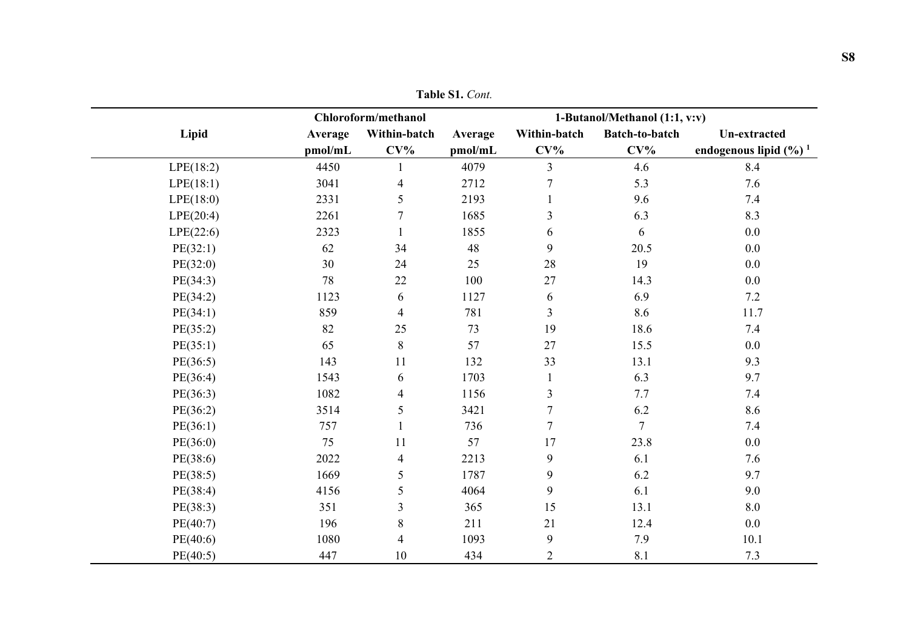**Table S1.** *Cont.*

| Lipid | Chloroform/methanol | | 1-Butanol/Methanol (1:1, v:v) | | | |
|---|---|---|---|---|---|---|
| | Average pmol/mL | Within-batch CV% | Average pmol/mL | Within-batch CV% | Batch-to-batch CV% | Un-extracted endogenous lipid (%) [1] |
| LPE(18:2) | 4450 | 1 | 4079 | 3 | 4.6 | 8.4 |
| LPE(18:1) | 3041 | 4 | 2712 | 7 | 5.3 | 7.6 |
| LPE(18:0) | 2331 | 5 | 2193 | 1 | 9.6 | 7.4 |
| LPE(20:4) | 2261 | 7 | 1685 | 3 | 6.3 | 8.3 |
| LPE(22:6) | 2323 | 1 | 1855 | 6 | 6 | 0.0 |
| PE(32:1) | 62 | 34 | 48 | 9 | 20.5 | 0.0 |
| PE(32:0) | 30 | 24 | 25 | 28 | 19 | 0.0 |
| PE(34:3) | 78 | 22 | 100 | 27 | 14.3 | 0.0 |
| PE(34:2) | 1123 | 6 | 1127 | 6 | 6.9 | 7.2 |
| PE(34:1) | 859 | 4 | 781 | 3 | 8.6 | 11.7 |
| PE(35:2) | 82 | 25 | 73 | 19 | 18.6 | 7.4 |
| PE(35:1) | 65 | 8 | 57 | 27 | 15.5 | 0.0 |
| PE(36:5) | 143 | 11 | 132 | 33 | 13.1 | 9.3 |
| PE(36:4) | 1543 | 6 | 1703 | 1 | 6.3 | 9.7 |
| PE(36:3) | 1082 | 4 | 1156 | 3 | 7.7 | 7.4 |
| PE(36:2) | 3514 | 5 | 3421 | 7 | 6.2 | 8.6 |
| PE(36:1) | 757 | 1 | 736 | 7 | 7 | 7.4 |
| PE(36:0) | 75 | 11 | 57 | 17 | 23.8 | 0.0 |
| PE(38:6) | 2022 | 4 | 2213 | 9 | 6.1 | 7.6 |
| PE(38:5) | 1669 | 5 | 1787 | 9 | 6.2 | 9.7 |
| PE(38:4) | 4156 | 5 | 4064 | 9 | 6.1 | 9.0 |
| PE(38:3) | 351 | 3 | 365 | 15 | 13.1 | 8.0 |
| PE(40:7) | 196 | 8 | 211 | 21 | 12.4 | 0.0 |
| PE(40:6) | 1080 | 4 | 1093 | 9 | 7.9 | 10.1 |
| PE(40:5) | 447 | 10 | 434 | 2 | 8.1 | 7.3 |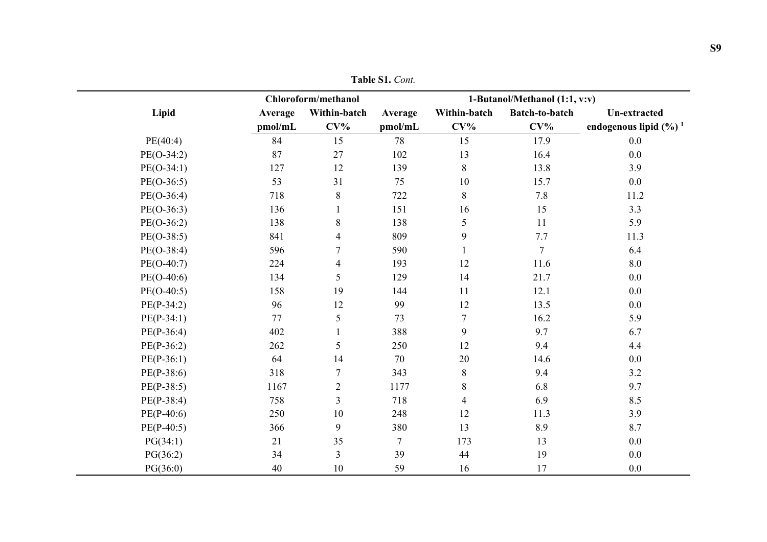**Table S1.** *Cont.*

| Lipid | Chloroform/methanol | | 1-Butanol/Methanol (1:1, v:v) | | | |
|---|---|---|---|---|---|---|
| | Average pmol/mL | Within-batch CV% | Average pmol/mL | Within-batch CV% | Batch-to-batch CV% | Un-extracted endogenous lipid (%) [1] |
| PE(40:4) | 84 | 15 | 78 | 15 | 17.9 | 0.0 |
| PE(O-34:2) | 87 | 27 | 102 | 13 | 16.4 | 0.0 |
| PE(O-34:1) | 127 | 12 | 139 | 8 | 13.8 | 3.9 |
| PE(O-36:5) | 53 | 31 | 75 | 10 | 15.7 | 0.0 |
| PE(O-36:4) | 718 | 8 | 722 | 8 | 7.8 | 11.2 |
| PE(O-36:3) | 136 | 1 | 151 | 16 | 15 | 3.3 |
| PE(O-36:2) | 138 | 8 | 138 | 5 | 11 | 5.9 |
| PE(O-38:5) | 841 | 4 | 809 | 9 | 7.7 | 11.3 |
| PE(O-38:4) | 596 | 7 | 590 | 1 | 7 | 6.4 |
| PE(O-40:7) | 224 | 4 | 193 | 12 | 11.6 | 8.0 |
| PE(O-40:6) | 134 | 5 | 129 | 14 | 21.7 | 0.0 |
| PE(O-40:5) | 158 | 19 | 144 | 11 | 12.1 | 0.0 |
| PE(P-34:2) | 96 | 12 | 99 | 12 | 13.5 | 0.0 |
| PE(P-34:1) | 77 | 5 | 73 | 7 | 16.2 | 5.9 |
| PE(P-36:4) | 402 | 1 | 388 | 9 | 9.7 | 6.7 |
| PE(P-36:2) | 262 | 5 | 250 | 12 | 9.4 | 4.4 |
| PE(P-36:1) | 64 | 14 | 70 | 20 | 14.6 | 0.0 |
| PE(P-38:6) | 318 | 7 | 343 | 8 | 9.4 | 3.2 |
| PE(P-38:5) | 1167 | 2 | 1177 | 8 | 6.8 | 9.7 |
| PE(P-38:4) | 758 | 3 | 718 | 4 | 6.9 | 8.5 |
| PE(P-40:6) | 250 | 10 | 248 | 12 | 11.3 | 3.9 |
| PE(P-40:5) | 366 | 9 | 380 | 13 | 8.9 | 8.7 |
| PG(34:1) | 21 | 35 | 7 | 173 | 13 | 0.0 |
| PG(36:2) | 34 | 3 | 39 | 44 | 19 | 0.0 |
| PG(36:0) | 40 | 10 | 59 | 16 | 17 | 0.0 |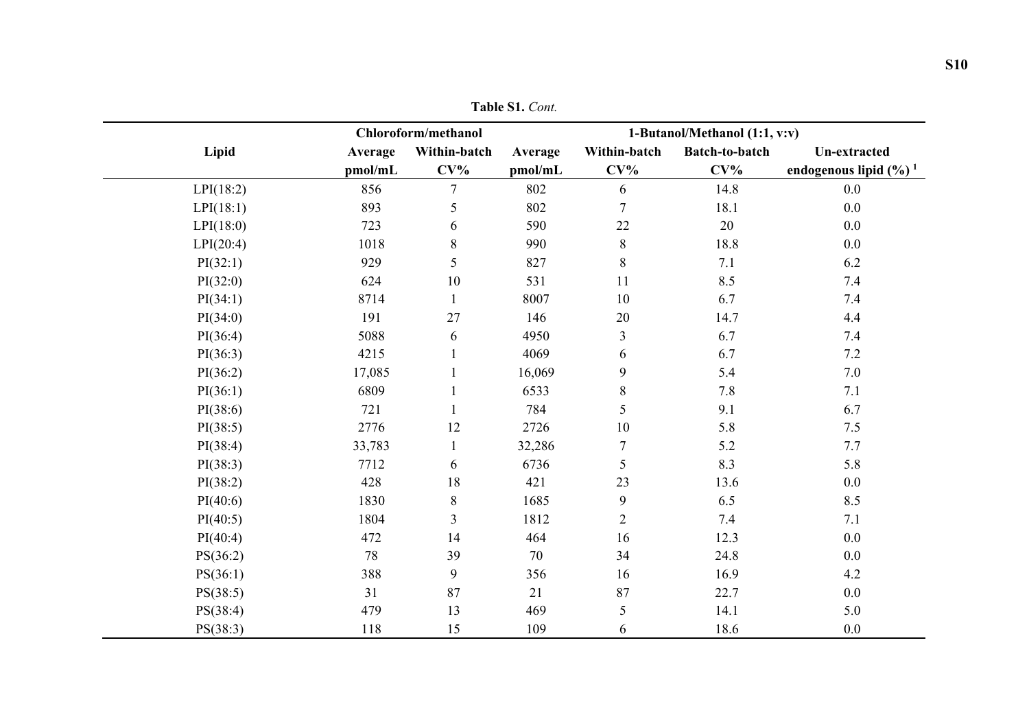**Table S1.** *Cont.*

| Lipid | Chloroform/methanol | | 1-Butanol/Methanol (1:1, v:v) | | | |
|---|---|---|---|---|---|---|
| | Average pmol/mL | Within-batch CV% | Average pmol/mL | Within-batch CV% | Batch-to-batch CV% | Un-extracted endogenous lipid (%) [1] |
| LPI(18:2) | 856 | 7 | 802 | 6 | 14.8 | 0.0 |
| LPI(18:1) | 893 | 5 | 802 | 7 | 18.1 | 0.0 |
| LPI(18:0) | 723 | 6 | 590 | 22 | 20 | 0.0 |
| LPI(20:4) | 1018 | 8 | 990 | 8 | 18.8 | 0.0 |
| PI(32:1) | 929 | 5 | 827 | 8 | 7.1 | 6.2 |
| PI(32:0) | 624 | 10 | 531 | 11 | 8.5 | 7.4 |
| PI(34:1) | 8714 | 1 | 8007 | 10 | 6.7 | 7.4 |
| PI(34:0) | 191 | 27 | 146 | 20 | 14.7 | 4.4 |
| PI(36:4) | 5088 | 6 | 4950 | 3 | 6.7 | 7.4 |
| PI(36:3) | 4215 | 1 | 4069 | 6 | 6.7 | 7.2 |
| PI(36:2) | 17,085 | 1 | 16,069 | 9 | 5.4 | 7.0 |
| PI(36:1) | 6809 | 1 | 6533 | 8 | 7.8 | 7.1 |
| PI(38:6) | 721 | 1 | 784 | 5 | 9.1 | 6.7 |
| PI(38:5) | 2776 | 12 | 2726 | 10 | 5.8 | 7.5 |
| PI(38:4) | 33,783 | 1 | 32,286 | 7 | 5.2 | 7.7 |
| PI(38:3) | 7712 | 6 | 6736 | 5 | 8.3 | 5.8 |
| PI(38:2) | 428 | 18 | 421 | 23 | 13.6 | 0.0 |
| PI(40:6) | 1830 | 8 | 1685 | 9 | 6.5 | 8.5 |
| PI(40:5) | 1804 | 3 | 1812 | 2 | 7.4 | 7.1 |
| PI(40:4) | 472 | 14 | 464 | 16 | 12.3 | 0.0 |
| PS(36:2) | 78 | 39 | 70 | 34 | 24.8 | 0.0 |
| PS(36:1) | 388 | 9 | 356 | 16 | 16.9 | 4.2 |
| PS(38:5) | 31 | 87 | 21 | 87 | 22.7 | 0.0 |
| PS(38:4) | 479 | 13 | 469 | 5 | 14.1 | 5.0 |
| PS(38:3) | 118 | 15 | 109 | 6 | 18.6 | 0.0 |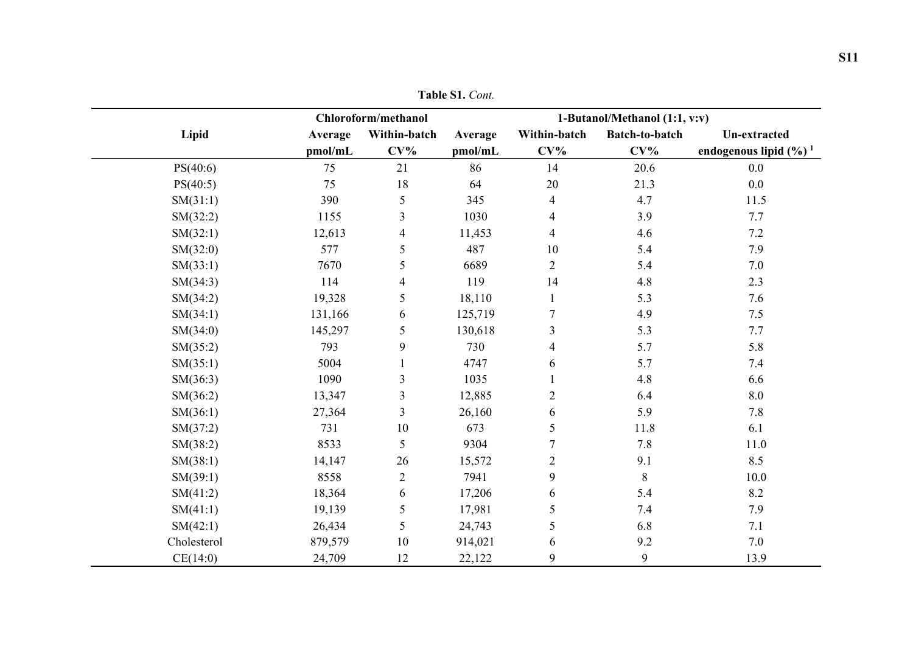**Table S1.** *Cont.*

| Lipid | Chloroform/methanol | | 1-Butanol/Methanol (1:1, v:v) | | | |
|---|---|---|---|---|---|---|
| | Average pmol/mL | Within-batch CV% | Average pmol/mL | Within-batch CV% | Batch-to-batch CV% | Un-extracted endogenous lipid (%) [1] |
| PS(40:6) | 75 | 21 | 86 | 14 | 20.6 | 0.0 |
| PS(40:5) | 75 | 18 | 64 | 20 | 21.3 | 0.0 |
| SM(31:1) | 390 | 5 | 345 | 4 | 4.7 | 11.5 |
| SM(32:2) | 1155 | 3 | 1030 | 4 | 3.9 | 7.7 |
| SM(32:1) | 12,613 | 4 | 11,453 | 4 | 4.6 | 7.2 |
| SM(32:0) | 577 | 5 | 487 | 10 | 5.4 | 7.9 |
| SM(33:1) | 7670 | 5 | 6689 | 2 | 5.4 | 7.0 |
| SM(34:3) | 114 | 4 | 119 | 14 | 4.8 | 2.3 |
| SM(34:2) | 19,328 | 5 | 18,110 | 1 | 5.3 | 7.6 |
| SM(34:1) | 131,166 | 6 | 125,719 | 7 | 4.9 | 7.5 |
| SM(34:0) | 145,297 | 5 | 130,618 | 3 | 5.3 | 7.7 |
| SM(35:2) | 793 | 9 | 730 | 4 | 5.7 | 5.8 |
| SM(35:1) | 5004 | 1 | 4747 | 6 | 5.7 | 7.4 |
| SM(36:3) | 1090 | 3 | 1035 | 1 | 4.8 | 6.6 |
| SM(36:2) | 13,347 | 3 | 12,885 | 2 | 6.4 | 8.0 |
| SM(36:1) | 27,364 | 3 | 26,160 | 6 | 5.9 | 7.8 |
| SM(37:2) | 731 | 10 | 673 | 5 | 11.8 | 6.1 |
| SM(38:2) | 8533 | 5 | 9304 | 7 | 7.8 | 11.0 |
| SM(38:1) | 14,147 | 26 | 15,572 | 2 | 9.1 | 8.5 |
| SM(39:1) | 8558 | 2 | 7941 | 9 | 8 | 10.0 |
| SM(41:2) | 18,364 | 6 | 17,206 | 6 | 5.4 | 8.2 |
| SM(41:1) | 19,139 | 5 | 17,981 | 5 | 7.4 | 7.9 |
| SM(42:1) | 26,434 | 5 | 24,743 | 5 | 6.8 | 7.1 |
| Cholesterol | 879,579 | 10 | 914,021 | 6 | 9.2 | 7.0 |
| CE(14:0) | 24,709 | 12 | 22,122 | 9 | 9 | 13.9 |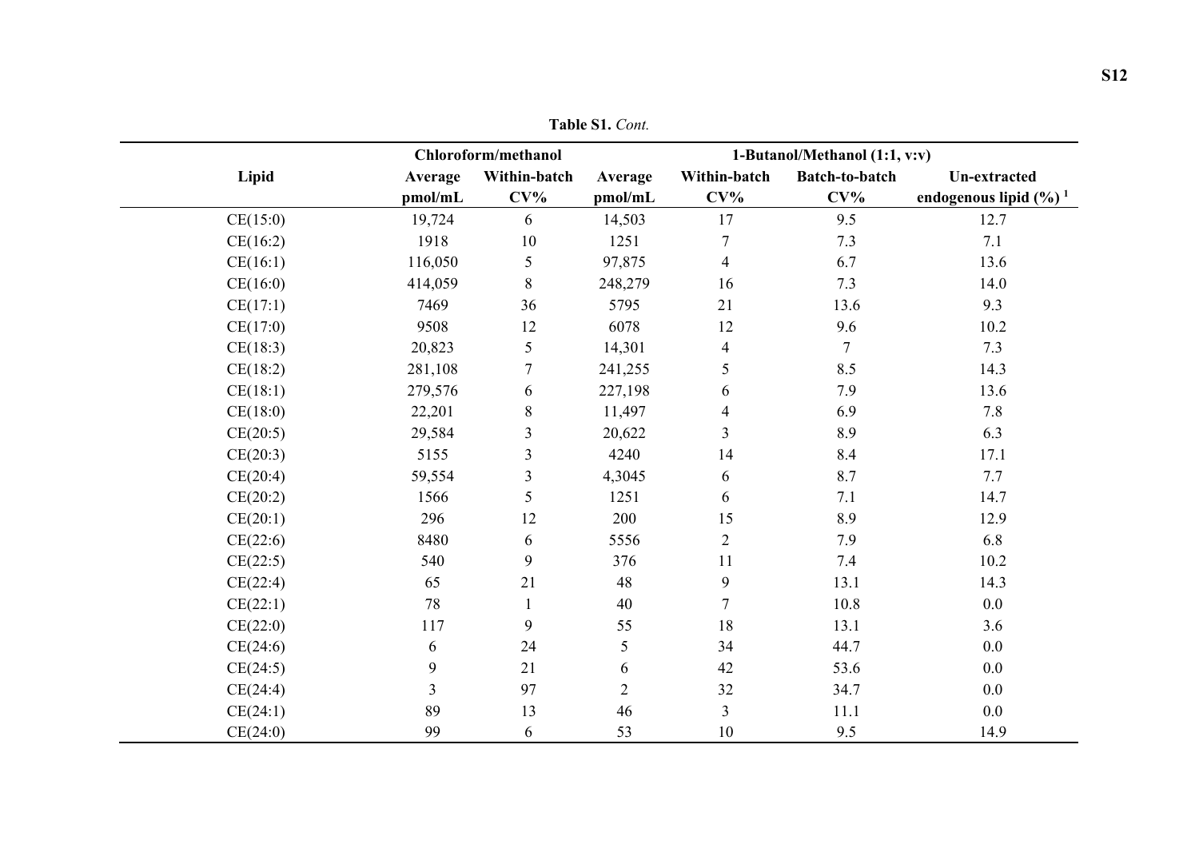**Table S1.** *Cont.*

| Lipid | Chloroform/methanol | | 1-Butanol/Methanol (1:1, v:v) | | | |
|---|---|---|---|---|---|---|
| | Average pmol/mL | Within-batch CV% | Average pmol/mL | Within-batch CV% | Batch-to-batch CV% | Un-extracted endogenous lipid (%) [1] |
| CE(15:0) | 19,724 | 6 | 14,503 | 17 | 9.5 | 12.7 |
| CE(16:2) | 1918 | 10 | 1251 | 7 | 7.3 | 7.1 |
| CE(16:1) | 116,050 | 5 | 97,875 | 4 | 6.7 | 13.6 |
| CE(16:0) | 414,059 | 8 | 248,279 | 16 | 7.3 | 14.0 |
| CE(17:1) | 7469 | 36 | 5795 | 21 | 13.6 | 9.3 |
| CE(17:0) | 9508 | 12 | 6078 | 12 | 9.6 | 10.2 |
| CE(18:3) | 20,823 | 5 | 14,301 | 4 | 7 | 7.3 |
| CE(18:2) | 281,108 | 7 | 241,255 | 5 | 8.5 | 14.3 |
| CE(18:1) | 279,576 | 6 | 227,198 | 6 | 7.9 | 13.6 |
| CE(18:0) | 22,201 | 8 | 11,497 | 4 | 6.9 | 7.8 |
| CE(20:5) | 29,584 | 3 | 20,622 | 3 | 8.9 | 6.3 |
| CE(20:3) | 5155 | 3 | 4240 | 14 | 8.4 | 17.1 |
| CE(20:4) | 59,554 | 3 | 4,3045 | 6 | 8.7 | 7.7 |
| CE(20:2) | 1566 | 5 | 1251 | 6 | 7.1 | 14.7 |
| CE(20:1) | 296 | 12 | 200 | 15 | 8.9 | 12.9 |
| CE(22:6) | 8480 | 6 | 5556 | 2 | 7.9 | 6.8 |
| CE(22:5) | 540 | 9 | 376 | 11 | 7.4 | 10.2 |
| CE(22:4) | 65 | 21 | 48 | 9 | 13.1 | 14.3 |
| CE(22:1) | 78 | 1 | 40 | 7 | 10.8 | 0.0 |
| CE(22:0) | 117 | 9 | 55 | 18 | 13.1 | 3.6 |
| CE(24:6) | 6 | 24 | 5 | 34 | 44.7 | 0.0 |
| CE(24:5) | 9 | 21 | 6 | 42 | 53.6 | 0.0 |
| CE(24:4) | 3 | 97 | 2 | 32 | 34.7 | 0.0 |
| CE(24:1) | 89 | 13 | 46 | 3 | 11.1 | 0.0 |
| CE(24:0) | 99 | 6 | 53 | 10 | 9.5 | 14.9 |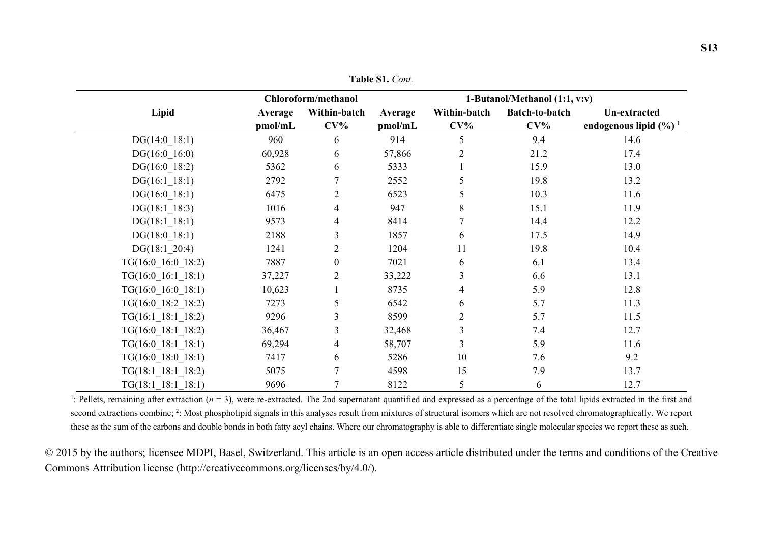**Table S1.** *Cont.*

| Lipid | Chloroform/methanol | | 1-Butanol/Methanol (1:1, v:v) | | | |
|---|---|---|---|---|---|---|
| | Average pmol/mL | Within-batch CV% | Average pmol/mL | Within-batch CV% | Batch-to-batch CV% | Un-extracted endogenous lipid (%) [1] |
| DG(14:0_18:1) | 960 | 6 | 914 | 5 | 9.4 | 14.6 |
| DG(16:0_16:0) | 60,928 | 6 | 57,866 | 2 | 21.2 | 17.4 |
| DG(16:0_18:2) | 5362 | 6 | 5333 | 1 | 15.9 | 13.0 |
| DG(16:1_18:1) | 2792 | 7 | 2552 | 5 | 19.8 | 13.2 |
| DG(16:0_18:1) | 6475 | 2 | 6523 | 5 | 10.3 | 11.6 |
| DG(18:1_18:3) | 1016 | 4 | 947 | 8 | 15.1 | 11.9 |
| DG(18:1_18:1) | 9573 | 4 | 8414 | 7 | 14.4 | 12.2 |
| DG(18:0_18:1) | 2188 | 3 | 1857 | 6 | 17.5 | 14.9 |
| DG(18:1_20:4) | 1241 | 2 | 1204 | 11 | 19.8 | 10.4 |
| TG(16:0_16:0_18:2) | 7887 | 0 | 7021 | 6 | 6.1 | 13.4 |
| TG(16:0_16:1_18:1) | 37,227 | 2 | 33,222 | 3 | 6.6 | 13.1 |
| TG(16:0_16:0_18:1) | 10,623 | 1 | 8735 | 4 | 5.9 | 12.8 |
| TG(16:0_18:2_18:2) | 7273 | 5 | 6542 | 6 | 5.7 | 11.3 |
| TG(16:1_18:1_18:2) | 9296 | 3 | 8599 | 2 | 5.7 | 11.5 |
| TG(16:0_18:1_18:2) | 36,467 | 3 | 32,468 | 3 | 7.4 | 12.7 |
| TG(16:0_18:1_18:1) | 69,294 | 4 | 58,707 | 3 | 5.9 | 11.6 |
| TG(16:0_18:0_18:1) | 7417 | 6 | 5286 | 10 | 7.6 | 9.2 |
| TG(18:1_18:1_18:2) | 5075 | 7 | 4598 | 15 | 7.9 | 13.7 |
| TG(18:1_18:1_18:1) | 9696 | 7 | 8122 | 5 | 6 | 12.7 |

[1]: Pellets, remaining after extraction ($n = 3$), were re-extracted. The 2nd supernatant quantified and expressed as a percentage of the total lipids extracted in the first and second extractions combine; [2]: Most phospholipid signals in this analyses result from mixtures of structural isomers which are not resolved chromatographically. We report these as the sum of the carbons and double bonds in both fatty acyl chains. Where our chromatography is able to differentiate single molecular species we report these as such.

© 2015 by the authors; licensee MDPI, Basel, Switzerland. This article is an open access article distributed under the terms and conditions of the Creative Commons Attribution license (http://creativecommons.org/licenses/by/4.0/).